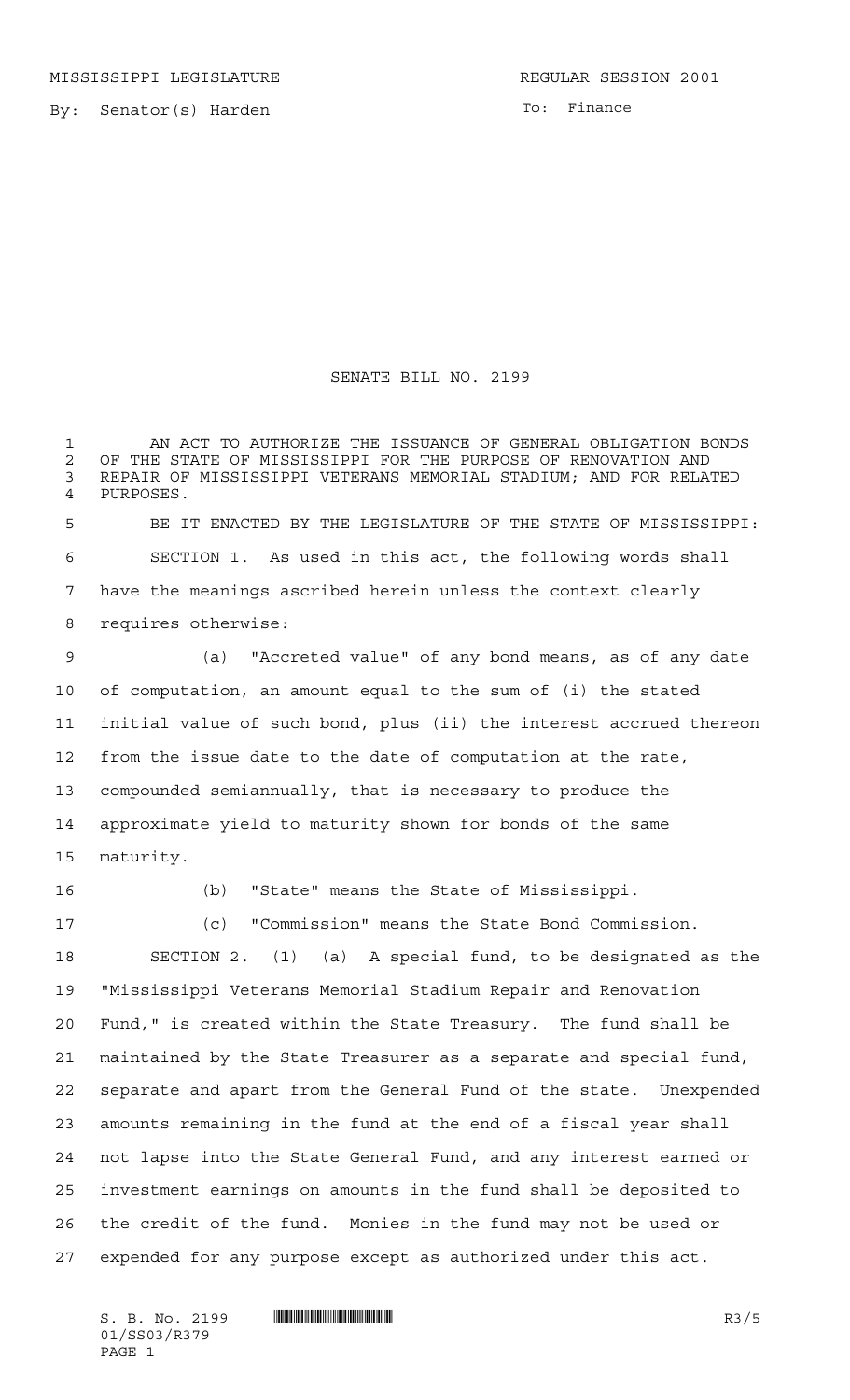MISSISSIPPI LEGISLATURE REGULAR SESSION 2001

By: Senator(s) Harden

To: Finance

# SENATE BILL NO. 2199

AN ACT TO AUTHORIZE THE ISSUANCE OF GENERAL OBLIGATION BONDS OF THE STATE OF MISSISSIPPI FOR THE PURPOSE OF RENOVATION AND REPAIR OF MISSISSIPPI VETERANS MEMORIAL STADIUM; AND FOR RELATED PURPOSES.

BE IT ENACTED BY THE LEGISLATURE OF THE STATE OF MISSISSIPPI:

SECTION 1. As used in this act, the following words shall have the meanings ascribed herein unless the context clearly requires otherwise:

(a) "Accreted value" of any bond means, as of any date of computation, an amount equal to the sum of (i) the stated initial value of such bond, plus (ii) the interest accrued thereon from the issue date to the date of computation at the rate, compounded semiannually, that is necessary to produce the approximate yield to maturity shown for bonds of the same maturity.

(b) "State" means the State of Mississippi.

(c) "Commission" means the State Bond Commission.

SECTION 2. (1) (a) A special fund, to be designated as the "Mississippi Veterans Memorial Stadium Repair and Renovation Fund," is created within the State Treasury. The fund shall be maintained by the State Treasurer as a separate and special fund, separate and apart from the General Fund of the state. Unexpended amounts remaining in the fund at the end of a fiscal year shall not lapse into the State General Fund, and any interest earned or investment earnings on amounts in the fund shall be deposited to the credit of the fund. Monies in the fund may not be used or expended for any purpose except as authorized under this act.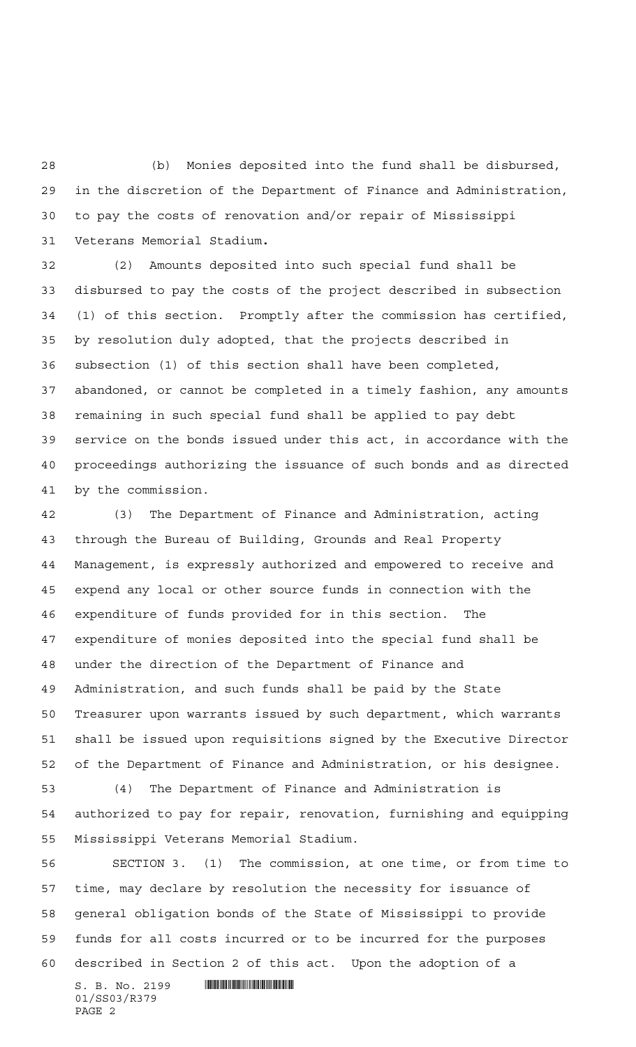(b) Monies deposited into the fund shall be disbursed, in the discretion of the Department of Finance and Administration, to pay the costs of renovation and/or repair of Mississippi Veterans Memorial Stadium.

(2) Amounts deposited into such special fund shall be disbursed to pay the costs of the project described in subsection (1) of this section. Promptly after the commission has certified, by resolution duly adopted, that the projects described in subsection (1) of this section shall have been completed, abandoned, or cannot be completed in a timely fashion, any amounts remaining in such special fund shall be applied to pay debt service on the bonds issued under this act, in accordance with the proceedings authorizing the issuance of such bonds and as directed by the commission.

(3) The Department of Finance and Administration, acting through the Bureau of Building, Grounds and Real Property Management, is expressly authorized and empowered to receive and expend any local or other source funds in connection with the expenditure of funds provided for in this section. The expenditure of monies deposited into the special fund shall be under the direction of the Department of Finance and Administration, and such funds shall be paid by the State Treasurer upon warrants issued by such department, which warrants shall be issued upon requisitions signed by the Executive Director of the Department of Finance and Administration, or his designee.

(4) The Department of Finance and Administration is authorized to pay for repair, renovation, furnishing and equipping Mississippi Veterans Memorial Stadium.

SECTION 3. (1) The commission, at one time, or from time to time, may declare by resolution the necessity for issuance of general obligation bonds of the State of Mississippi to provide funds for all costs incurred or to be incurred for the purposes described in Section 2 of this act. Upon the adoption of a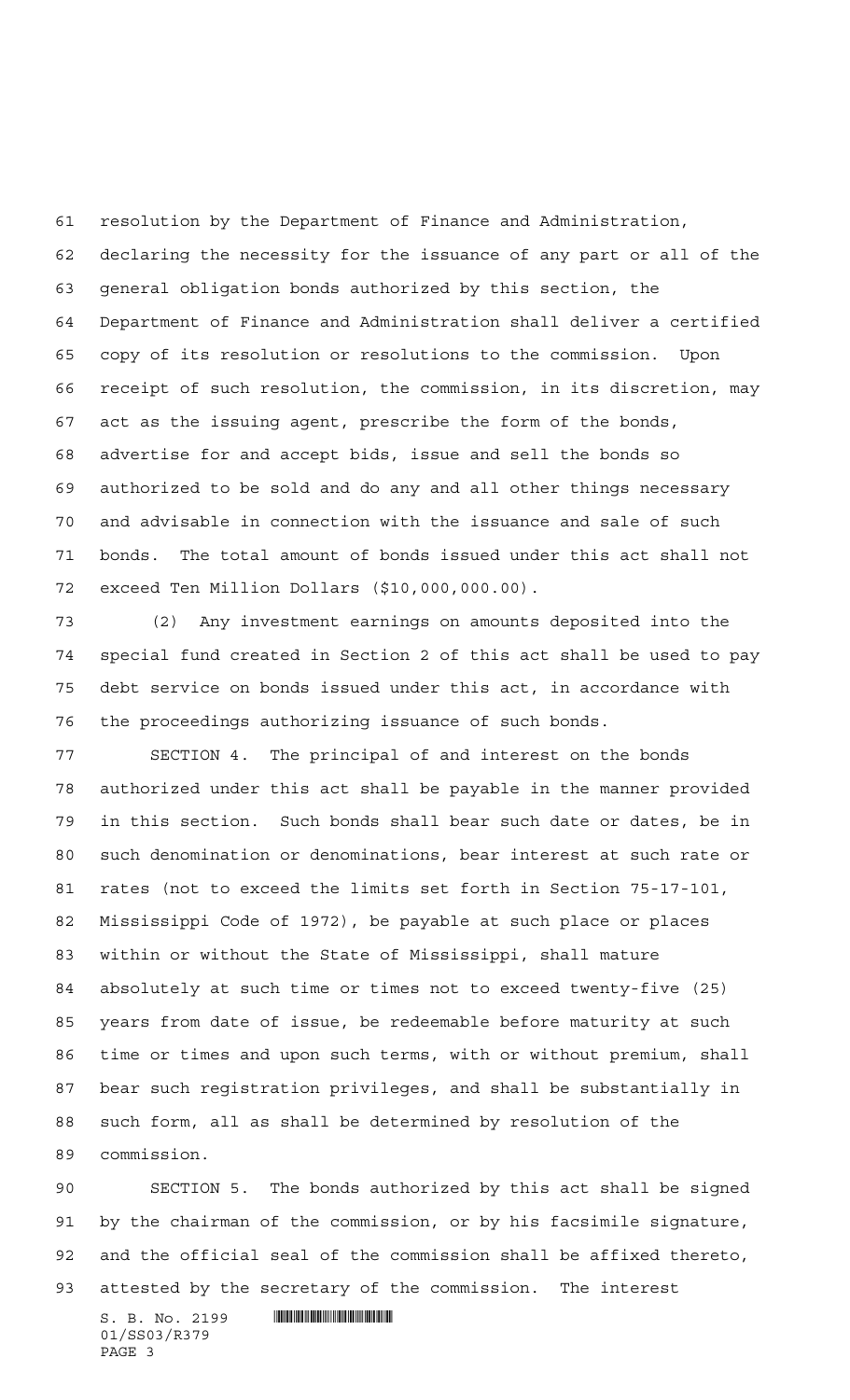resolution by the Department of Finance and Administration, declaring the necessity for the issuance of any part or all of the general obligation bonds authorized by this section, the Department of Finance and Administration shall deliver a certified copy of its resolution or resolutions to the commission. Upon receipt of such resolution, the commission, in its discretion, may act as the issuing agent, prescribe the form of the bonds, advertise for and accept bids, issue and sell the bonds so authorized to be sold and do any and all other things necessary and advisable in connection with the issuance and sale of such bonds. The total amount of bonds issued under this act shall not exceed Ten Million Dollars ($10,000,000.00).

(2) Any investment earnings on amounts deposited into the special fund created in Section 2 of this act shall be used to pay debt service on bonds issued under this act, in accordance with the proceedings authorizing issuance of such bonds.

SECTION 4. The principal of and interest on the bonds authorized under this act shall be payable in the manner provided in this section. Such bonds shall bear such date or dates, be in such denomination or denominations, bear interest at such rate or rates (not to exceed the limits set forth in Section 75-17-101, Mississippi Code of 1972), be payable at such place or places within or without the State of Mississippi, shall mature absolutely at such time or times not to exceed twenty-five (25) years from date of issue, be redeemable before maturity at such time or times and upon such terms, with or without premium, shall bear such registration privileges, and shall be substantially in such form, all as shall be determined by resolution of the commission.

SECTION 5. The bonds authorized by this act shall be signed by the chairman of the commission, or by his facsimile signature, and the official seal of the commission shall be affixed thereto, attested by the secretary of the commission. The interest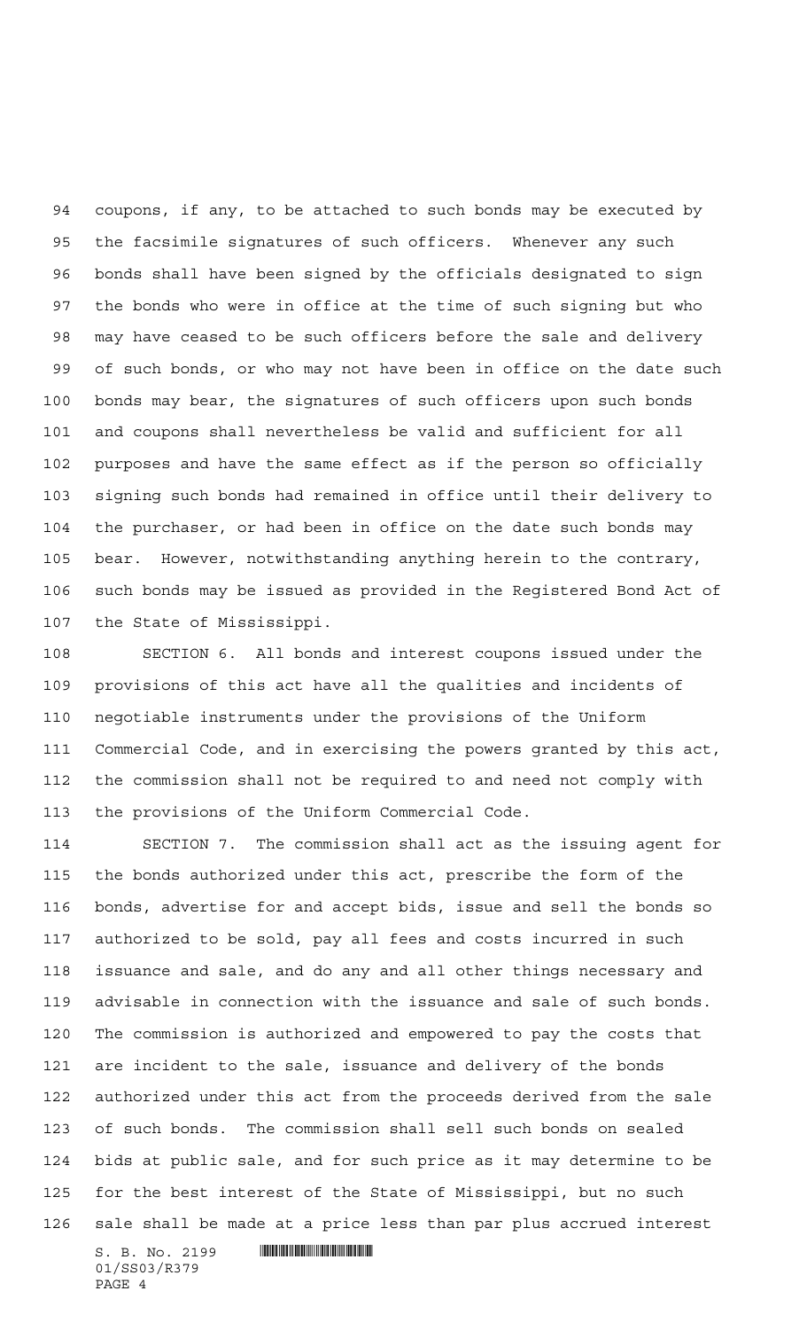coupons, if any, to be attached to such bonds may be executed by the facsimile signatures of such officers. Whenever any such bonds shall have been signed by the officials designated to sign the bonds who were in office at the time of such signing but who may have ceased to be such officers before the sale and delivery of such bonds, or who may not have been in office on the date such bonds may bear, the signatures of such officers upon such bonds and coupons shall nevertheless be valid and sufficient for all purposes and have the same effect as if the person so officially signing such bonds had remained in office until their delivery to the purchaser, or had been in office on the date such bonds may bear. However, notwithstanding anything herein to the contrary, such bonds may be issued as provided in the Registered Bond Act of the State of Mississippi.

SECTION 6. All bonds and interest coupons issued under the provisions of this act have all the qualities and incidents of negotiable instruments under the provisions of the Uniform Commercial Code, and in exercising the powers granted by this act, the commission shall not be required to and need not comply with the provisions of the Uniform Commercial Code.

SECTION 7. The commission shall act as the issuing agent for the bonds authorized under this act, prescribe the form of the bonds, advertise for and accept bids, issue and sell the bonds so authorized to be sold, pay all fees and costs incurred in such issuance and sale, and do any and all other things necessary and advisable in connection with the issuance and sale of such bonds. The commission is authorized and empowered to pay the costs that are incident to the sale, issuance and delivery of the bonds authorized under this act from the proceeds derived from the sale of such bonds. The commission shall sell such bonds on sealed bids at public sale, and for such price as it may determine to be for the best interest of the State of Mississippi, but no such sale shall be made at a price less than par plus accrued interest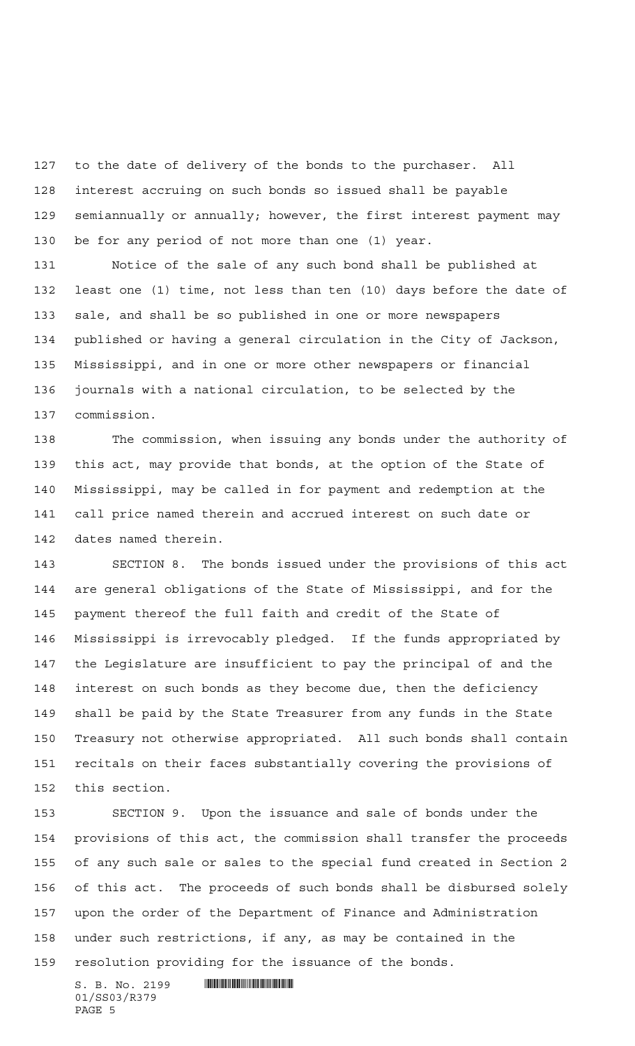to the date of delivery of the bonds to the purchaser. All interest accruing on such bonds so issued shall be payable semiannually or annually; however, the first interest payment may be for any period of not more than one (1) year.

Notice of the sale of any such bond shall be published at least one (1) time, not less than ten (10) days before the date of sale, and shall be so published in one or more newspapers published or having a general circulation in the City of Jackson, Mississippi, and in one or more other newspapers or financial journals with a national circulation, to be selected by the commission.

The commission, when issuing any bonds under the authority of this act, may provide that bonds, at the option of the State of Mississippi, may be called in for payment and redemption at the call price named therein and accrued interest on such date or dates named therein.

SECTION 8. The bonds issued under the provisions of this act are general obligations of the State of Mississippi, and for the payment thereof the full faith and credit of the State of Mississippi is irrevocably pledged. If the funds appropriated by the Legislature are insufficient to pay the principal of and the interest on such bonds as they become due, then the deficiency shall be paid by the State Treasurer from any funds in the State Treasury not otherwise appropriated. All such bonds shall contain recitals on their faces substantially covering the provisions of this section.

SECTION 9. Upon the issuance and sale of bonds under the provisions of this act, the commission shall transfer the proceeds of any such sale or sales to the special fund created in Section 2 of this act. The proceeds of such bonds shall be disbursed solely upon the order of the Department of Finance and Administration under such restrictions, if any, as may be contained in the resolution providing for the issuance of the bonds.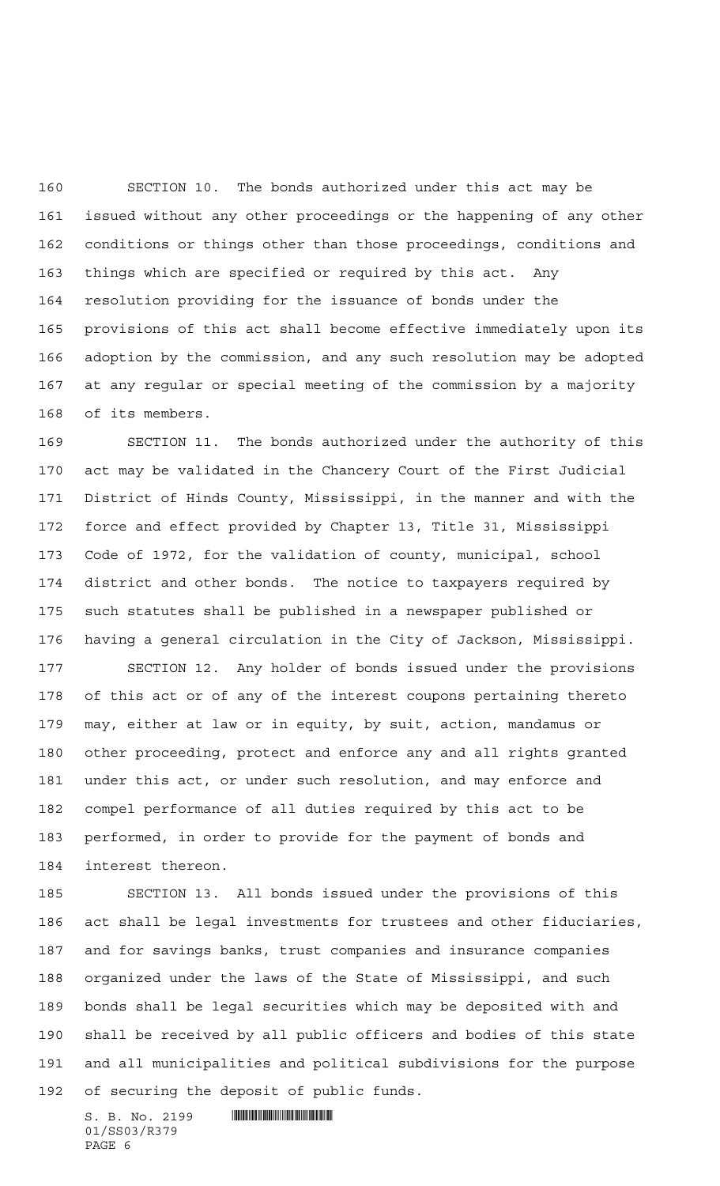SECTION 10. The bonds authorized under this act may be issued without any other proceedings or the happening of any other conditions or things other than those proceedings, conditions and things which are specified or required by this act. Any resolution providing for the issuance of bonds under the provisions of this act shall become effective immediately upon its adoption by the commission, and any such resolution may be adopted at any regular or special meeting of the commission by a majority of its members.

SECTION 11. The bonds authorized under the authority of this act may be validated in the Chancery Court of the First Judicial District of Hinds County, Mississippi, in the manner and with the force and effect provided by Chapter 13, Title 31, Mississippi Code of 1972, for the validation of county, municipal, school district and other bonds. The notice to taxpayers required by such statutes shall be published in a newspaper published or having a general circulation in the City of Jackson, Mississippi.

SECTION 12. Any holder of bonds issued under the provisions of this act or of any of the interest coupons pertaining thereto may, either at law or in equity, by suit, action, mandamus or other proceeding, protect and enforce any and all rights granted under this act, or under such resolution, and may enforce and compel performance of all duties required by this act to be performed, in order to provide for the payment of bonds and interest thereon.

SECTION 13. All bonds issued under the provisions of this act shall be legal investments for trustees and other fiduciaries, and for savings banks, trust companies and insurance companies organized under the laws of the State of Mississippi, and such bonds shall be legal securities which may be deposited with and shall be received by all public officers and bodies of this state and all municipalities and political subdivisions for the purpose of securing the deposit of public funds.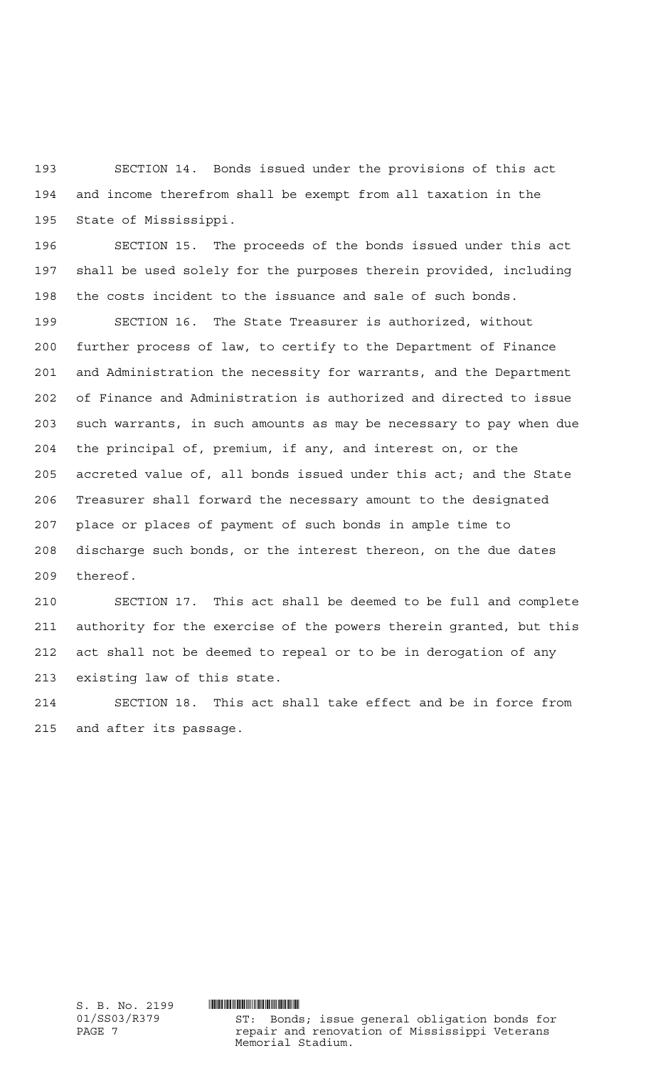SECTION 14. Bonds issued under the provisions of this act and income therefrom shall be exempt from all taxation in the State of Mississippi.

SECTION 15. The proceeds of the bonds issued under this act shall be used solely for the purposes therein provided, including the costs incident to the issuance and sale of such bonds.

SECTION 16. The State Treasurer is authorized, without further process of law, to certify to the Department of Finance and Administration the necessity for warrants, and the Department of Finance and Administration is authorized and directed to issue such warrants, in such amounts as may be necessary to pay when due the principal of, premium, if any, and interest on, or the accreted value of, all bonds issued under this act; and the State Treasurer shall forward the necessary amount to the designated place or places of payment of such bonds in ample time to discharge such bonds, or the interest thereon, on the due dates thereof.

SECTION 17. This act shall be deemed to be full and complete authority for the exercise of the powers therein granted, but this act shall not be deemed to repeal or to be in derogation of any existing law of this state.

SECTION 18. This act shall take effect and be in force from and after its passage.